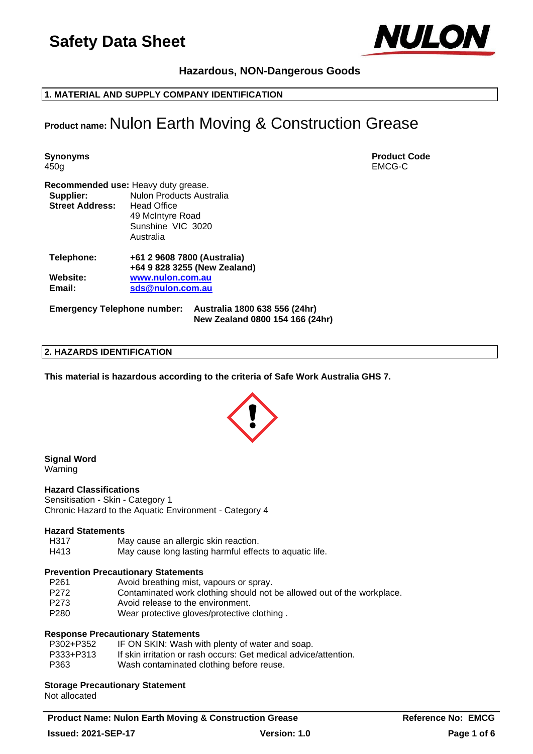# Safety Data Sheet

**Hazardous, NON-Dangerous Goods**

## 1. MATERIAL AND SUPPLY COMPANY IDENTIFICATION

**Product name:** Nulon Earth Moving & Construction Grease

**Synonyms**
450g

**Product Code**
EMCG-C

**Recommended use:** Heavy duty grease.

**Supplier:** Nulon Products Australia

**Street Address:** Head Office
49 McIntyre Road
Sunshine VIC 3020
Australia

**Telephone:** **+61 2 9608 7800 (Australia)**
**+64 9 828 3255 (New Zealand)**

**Website:** **www.nulon.com.au**

**Email:** **sds@nulon.com.au**

**Emergency Telephone number:** **Australia 1800 638 556 (24hr)**
**New Zealand 0800 154 166 (24hr)**

## 2. HAZARDS IDENTIFICATION

**This material is hazardous according to the criteria of Safe Work Australia GHS 7.**

**Signal Word**
Warning

**Hazard Classifications**
Sensitisation - Skin - Category 1
Chronic Hazard to the Aquatic Environment - Category 4

**Hazard Statements**

| | |
|---|---|
| H317 | May cause an allergic skin reaction. |
| H413 | May cause long lasting harmful effects to aquatic life. |

**Prevention Precautionary Statements**

| | |
|---|---|
| P261 | Avoid breathing mist, vapours or spray. |
| P272 | Contaminated work clothing should not be allowed out of the workplace. |
| P273 | Avoid release to the environment. |
| P280 | Wear protective gloves/protective clothing . |

**Response Precautionary Statements**

| | |
|---|---|
| P302+P352 | IF ON SKIN: Wash with plenty of water and soap. |
| P333+P313 | If skin irritation or rash occurs: Get medical advice/attention. |
| P363 | Wash contaminated clothing before reuse. |

**Storage Precautionary Statement**
Not allocated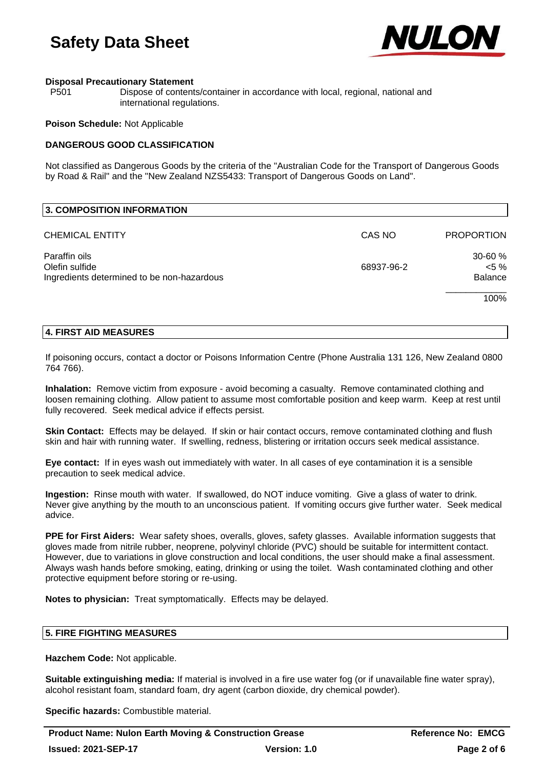**Disposal Precautionary Statement**

P501 Dispose of contents/container in accordance with local, regional, national and international regulations.

**Poison Schedule:** Not Applicable

**DANGEROUS GOOD CLASSIFICATION**

Not classified as Dangerous Goods by the criteria of the "Australian Code for the Transport of Dangerous Goods by Road & Rail" and the "New Zealand NZS5433: Transport of Dangerous Goods on Land".

## 3. COMPOSITION INFORMATION

| CHEMICAL ENTITY | CAS NO | PROPORTION |
|---|---|---|
| Paraffin oils | | 30-60 % |
| Olefin sulfide | 68937-96-2 | <5 % |
| Ingredients determined to be non-hazardous | | Balance |
| | | 100% |

## 4. FIRST AID MEASURES

If poisoning occurs, contact a doctor or Poisons Information Centre (Phone Australia 131 126, New Zealand 0800 764 766).

**Inhalation:** Remove victim from exposure - avoid becoming a casualty. Remove contaminated clothing and loosen remaining clothing. Allow patient to assume most comfortable position and keep warm. Keep at rest until fully recovered. Seek medical advice if effects persist.

**Skin Contact:** Effects may be delayed. If skin or hair contact occurs, remove contaminated clothing and flush skin and hair with running water. If swelling, redness, blistering or irritation occurs seek medical assistance.

**Eye contact:** If in eyes wash out immediately with water. In all cases of eye contamination it is a sensible precaution to seek medical advice.

**Ingestion:** Rinse mouth with water. If swallowed, do NOT induce vomiting. Give a glass of water to drink. Never give anything by the mouth to an unconscious patient. If vomiting occurs give further water. Seek medical advice.

**PPE for First Aiders:** Wear safety shoes, overalls, gloves, safety glasses. Available information suggests that gloves made from nitrile rubber, neoprene, polyvinyl chloride (PVC) should be suitable for intermittent contact. However, due to variations in glove construction and local conditions, the user should make a final assessment. Always wash hands before smoking, eating, drinking or using the toilet. Wash contaminated clothing and other protective equipment before storing or re-using.

**Notes to physician:** Treat symptomatically. Effects may be delayed.

## 5. FIRE FIGHTING MEASURES

**Hazchem Code:** Not applicable.

**Suitable extinguishing media:** If material is involved in a fire use water fog (or if unavailable fine water spray), alcohol resistant foam, standard foam, dry agent (carbon dioxide, dry chemical powder).

**Specific hazards:** Combustible material.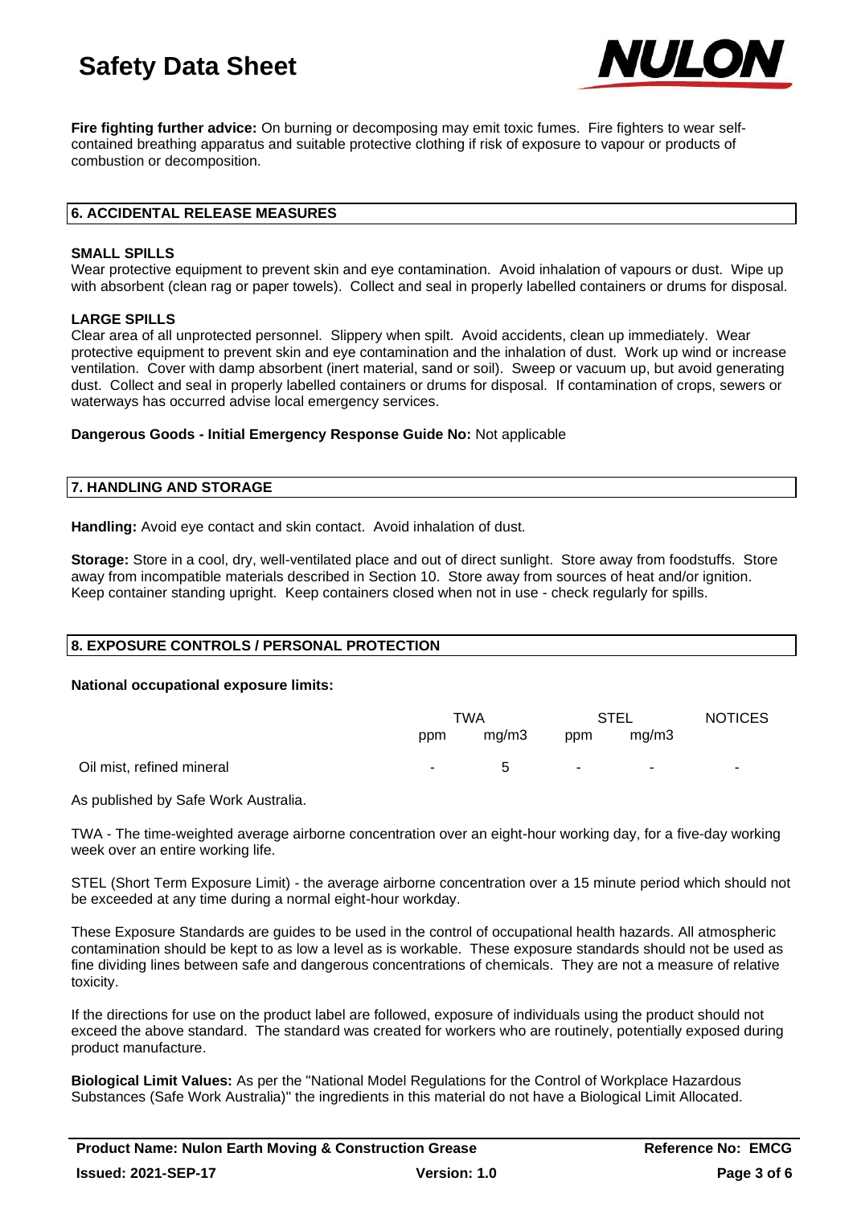**Fire fighting further advice:** On burning or decomposing may emit toxic fumes. Fire fighters to wear self-contained breathing apparatus and suitable protective clothing if risk of exposure to vapour or products of combustion or decomposition.

## 6. ACCIDENTAL RELEASE MEASURES

**SMALL SPILLS**

Wear protective equipment to prevent skin and eye contamination. Avoid inhalation of vapours or dust. Wipe up with absorbent (clean rag or paper towels). Collect and seal in properly labelled containers or drums for disposal.

**LARGE SPILLS**

Clear area of all unprotected personnel. Slippery when spilt. Avoid accidents, clean up immediately. Wear protective equipment to prevent skin and eye contamination and the inhalation of dust. Work up wind or increase ventilation. Cover with damp absorbent (inert material, sand or soil). Sweep or vacuum up, but avoid generating dust. Collect and seal in properly labelled containers or drums for disposal. If contamination of crops, sewers or waterways has occurred advise local emergency services.

**Dangerous Goods - Initial Emergency Response Guide No:** Not applicable

## 7. HANDLING AND STORAGE

**Handling:** Avoid eye contact and skin contact. Avoid inhalation of dust.

**Storage:** Store in a cool, dry, well-ventilated place and out of direct sunlight. Store away from foodstuffs. Store away from incompatible materials described in Section 10. Store away from sources of heat and/or ignition. Keep container standing upright. Keep containers closed when not in use - check regularly for spills.

## 8. EXPOSURE CONTROLS / PERSONAL PROTECTION

**National occupational exposure limits:**

| | TWA | | STEL | | NOTICES |
|---|---|---|---|---|---|
| | ppm | mg/m3 | ppm | mg/m3 | |
| Oil mist, refined mineral | - | 5 | - | - | - |

As published by Safe Work Australia.

TWA - The time-weighted average airborne concentration over an eight-hour working day, for a five-day working week over an entire working life.

STEL (Short Term Exposure Limit) - the average airborne concentration over a 15 minute period which should not be exceeded at any time during a normal eight-hour workday.

These Exposure Standards are guides to be used in the control of occupational health hazards. All atmospheric contamination should be kept to as low a level as is workable. These exposure standards should not be used as fine dividing lines between safe and dangerous concentrations of chemicals. They are not a measure of relative toxicity.

If the directions for use on the product label are followed, exposure of individuals using the product should not exceed the above standard. The standard was created for workers who are routinely, potentially exposed during product manufacture.

**Biological Limit Values:** As per the "National Model Regulations for the Control of Workplace Hazardous Substances (Safe Work Australia)" the ingredients in this material do not have a Biological Limit Allocated.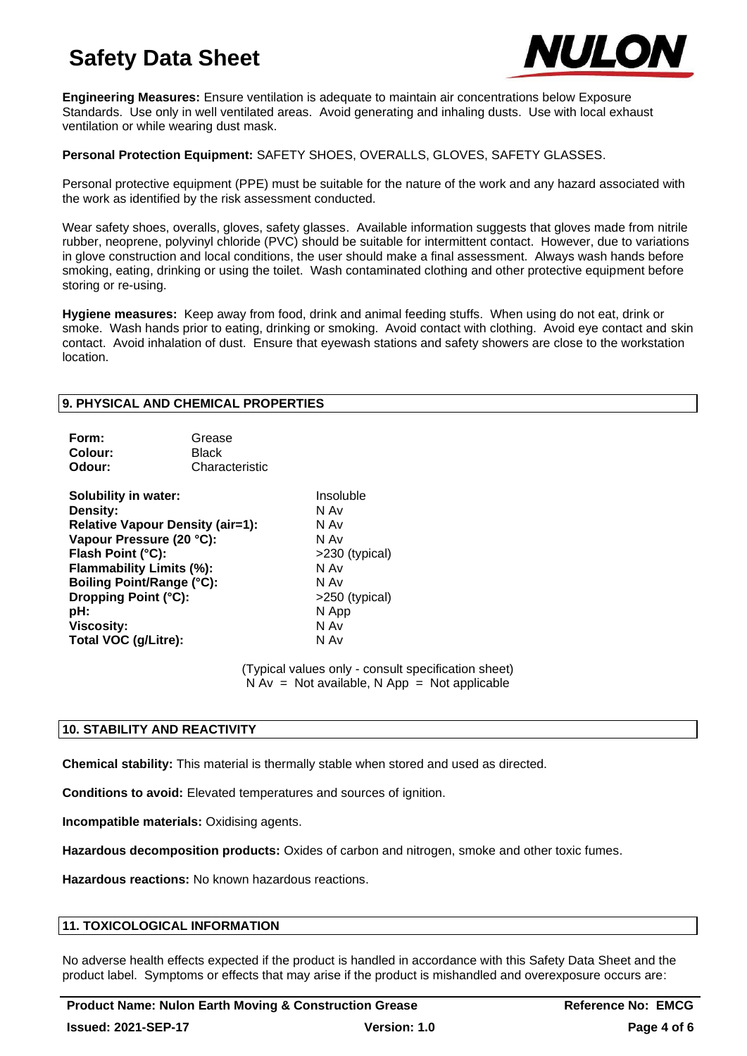**Engineering Measures:** Ensure ventilation is adequate to maintain air concentrations below Exposure Standards. Use only in well ventilated areas. Avoid generating and inhaling dusts. Use with local exhaust ventilation or while wearing dust mask.

**Personal Protection Equipment:** SAFETY SHOES, OVERALLS, GLOVES, SAFETY GLASSES.

Personal protective equipment (PPE) must be suitable for the nature of the work and any hazard associated with the work as identified by the risk assessment conducted.

Wear safety shoes, overalls, gloves, safety glasses. Available information suggests that gloves made from nitrile rubber, neoprene, polyvinyl chloride (PVC) should be suitable for intermittent contact. However, due to variations in glove construction and local conditions, the user should make a final assessment. Always wash hands before smoking, eating, drinking or using the toilet. Wash contaminated clothing and other protective equipment before storing or re-using.

**Hygiene measures:** Keep away from food, drink and animal feeding stuffs. When using do not eat, drink or smoke. Wash hands prior to eating, drinking or smoking. Avoid contact with clothing. Avoid eye contact and skin contact. Avoid inhalation of dust. Ensure that eyewash stations and safety showers are close to the workstation location.

## 9. PHYSICAL AND CHEMICAL PROPERTIES

| | |
|---|---|
| **Form:** | Grease |
| **Colour:** | Black |
| **Odour:** | Characteristic |

| | |
|---|---|
| **Solubility in water:** | Insoluble |
| **Density:** | N Av |
| **Relative Vapour Density (air=1):** | N Av |
| **Vapour Pressure (20 °C):** | N Av |
| **Flash Point (°C):** | >230 (typical) |
| **Flammability Limits (%):** | N Av |
| **Boiling Point/Range (°C):** | N Av |
| **Dropping Point (°C):** | >250 (typical) |
| **pH:** | N App |
| **Viscosity:** | N Av |
| **Total VOC (g/Litre):** | N Av |

(Typical values only - consult specification sheet)
N Av = Not available, N App = Not applicable

## 10. STABILITY AND REACTIVITY

**Chemical stability:** This material is thermally stable when stored and used as directed.

**Conditions to avoid:** Elevated temperatures and sources of ignition.

**Incompatible materials:** Oxidising agents.

**Hazardous decomposition products:** Oxides of carbon and nitrogen, smoke and other toxic fumes.

**Hazardous reactions:** No known hazardous reactions.

## 11. TOXICOLOGICAL INFORMATION

No adverse health effects expected if the product is handled in accordance with this Safety Data Sheet and the product label. Symptoms or effects that may arise if the product is mishandled and overexposure occurs are: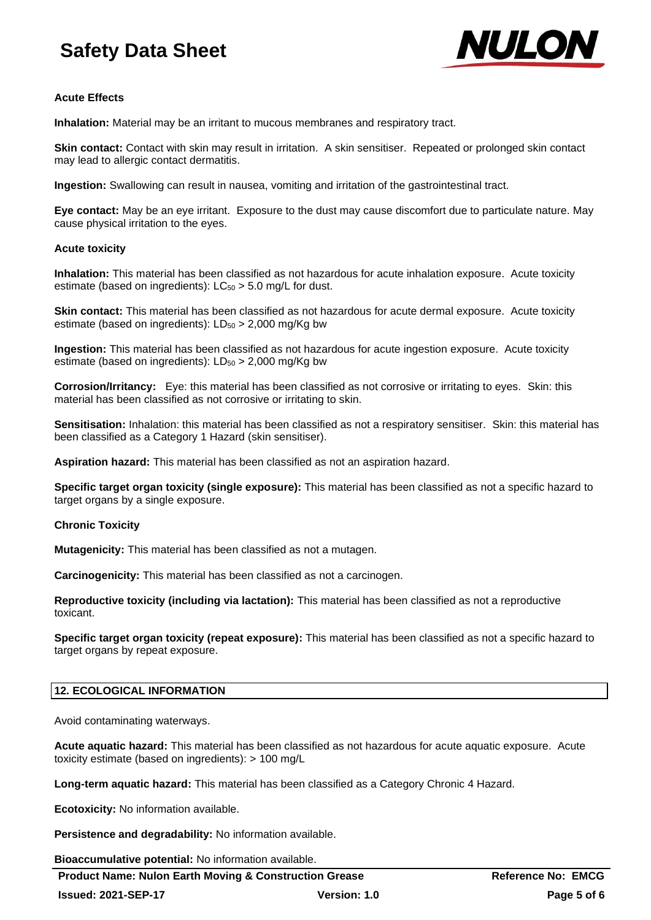**Acute Effects**

**Inhalation:** Material may be an irritant to mucous membranes and respiratory tract.

**Skin contact:** Contact with skin may result in irritation. A skin sensitiser. Repeated or prolonged skin contact may lead to allergic contact dermatitis.

**Ingestion:** Swallowing can result in nausea, vomiting and irritation of the gastrointestinal tract.

**Eye contact:** May be an eye irritant. Exposure to the dust may cause discomfort due to particulate nature. May cause physical irritation to the eyes.

**Acute toxicity**

**Inhalation:** This material has been classified as not hazardous for acute inhalation exposure. Acute toxicity estimate (based on ingredients): $LC_{50}$ > 5.0 mg/L for dust.

**Skin contact:** This material has been classified as not hazardous for acute dermal exposure. Acute toxicity estimate (based on ingredients): $LD_{50}$ > 2,000 mg/Kg bw

**Ingestion:** This material has been classified as not hazardous for acute ingestion exposure. Acute toxicity estimate (based on ingredients): $LD_{50}$ > 2,000 mg/Kg bw

**Corrosion/Irritancy:** Eye: this material has been classified as not corrosive or irritating to eyes. Skin: this material has been classified as not corrosive or irritating to skin.

**Sensitisation:** Inhalation: this material has been classified as not a respiratory sensitiser. Skin: this material has been classified as a Category 1 Hazard (skin sensitiser).

**Aspiration hazard:** This material has been classified as not an aspiration hazard.

**Specific target organ toxicity (single exposure):** This material has been classified as not a specific hazard to target organs by a single exposure.

**Chronic Toxicity**

**Mutagenicity:** This material has been classified as not a mutagen.

**Carcinogenicity:** This material has been classified as not a carcinogen.

**Reproductive toxicity (including via lactation):** This material has been classified as not a reproductive toxicant.

**Specific target organ toxicity (repeat exposure):** This material has been classified as not a specific hazard to target organs by repeat exposure.

## 12. ECOLOGICAL INFORMATION

Avoid contaminating waterways.

**Acute aquatic hazard:** This material has been classified as not hazardous for acute aquatic exposure. Acute toxicity estimate (based on ingredients): > 100 mg/L

**Long-term aquatic hazard:** This material has been classified as a Category Chronic 4 Hazard.

**Ecotoxicity:** No information available.

**Persistence and degradability:** No information available.

**Bioaccumulative potential:** No information available.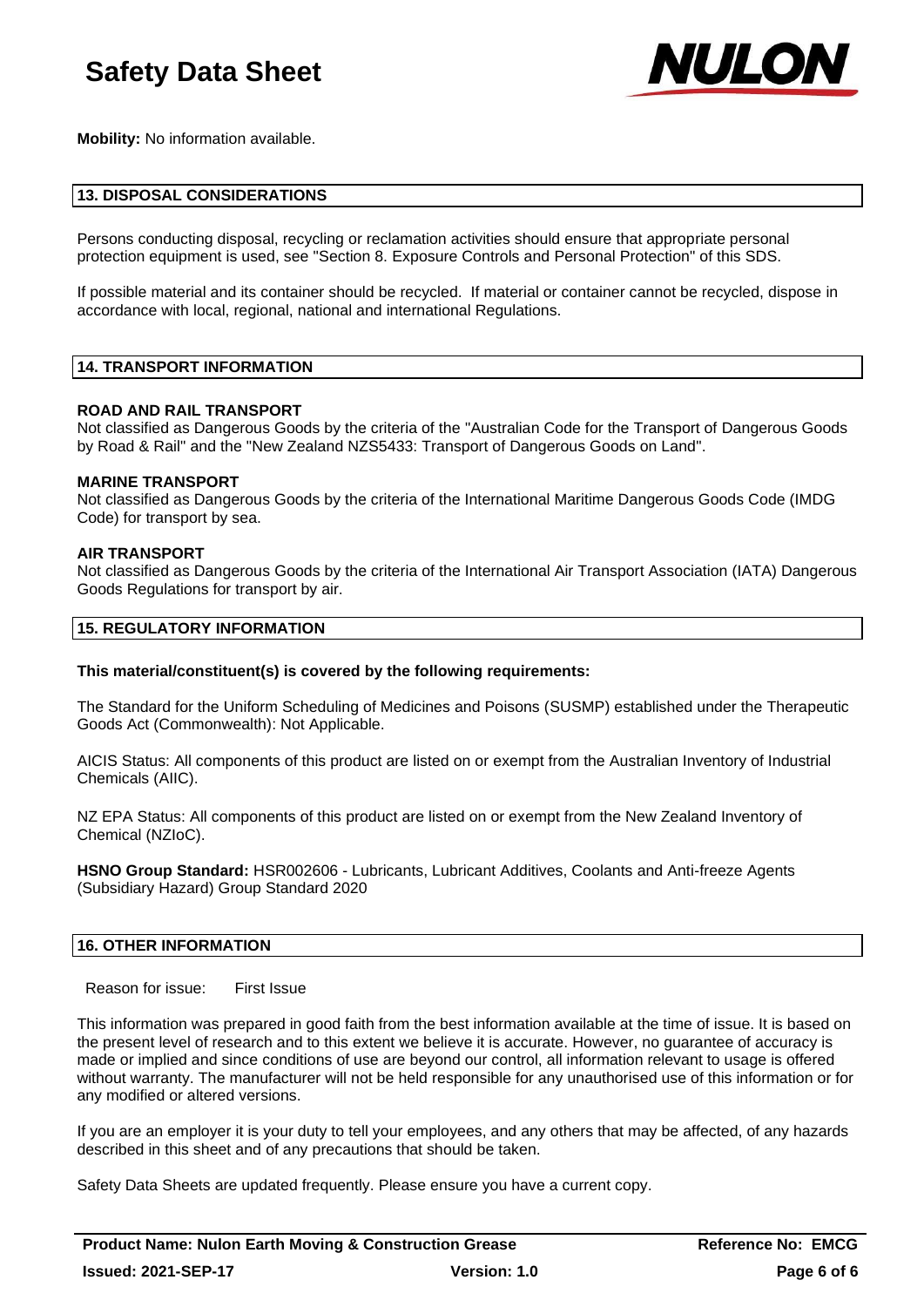**Mobility:** No information available.

## 13. DISPOSAL CONSIDERATIONS

Persons conducting disposal, recycling or reclamation activities should ensure that appropriate personal protection equipment is used, see "Section 8. Exposure Controls and Personal Protection" of this SDS.

If possible material and its container should be recycled. If material or container cannot be recycled, dispose in accordance with local, regional, national and international Regulations.

## 14. TRANSPORT INFORMATION

### ROAD AND RAIL TRANSPORT

Not classified as Dangerous Goods by the criteria of the "Australian Code for the Transport of Dangerous Goods by Road & Rail" and the "New Zealand NZS5433: Transport of Dangerous Goods on Land".

### MARINE TRANSPORT

Not classified as Dangerous Goods by the criteria of the International Maritime Dangerous Goods Code (IMDG Code) for transport by sea.

### AIR TRANSPORT

Not classified as Dangerous Goods by the criteria of the International Air Transport Association (IATA) Dangerous Goods Regulations for transport by air.

## 15. REGULATORY INFORMATION

**This material/constituent(s) is covered by the following requirements:**

The Standard for the Uniform Scheduling of Medicines and Poisons (SUSMP) established under the Therapeutic Goods Act (Commonwealth): Not Applicable.

AICIS Status: All components of this product are listed on or exempt from the Australian Inventory of Industrial Chemicals (AIIC).

NZ EPA Status: All components of this product are listed on or exempt from the New Zealand Inventory of Chemical (NZIoC).

**HSNO Group Standard:** HSR002606 - Lubricants, Lubricant Additives, Coolants and Anti-freeze Agents (Subsidiary Hazard) Group Standard 2020

## 16. OTHER INFORMATION

Reason for issue: First Issue

This information was prepared in good faith from the best information available at the time of issue. It is based on the present level of research and to this extent we believe it is accurate. However, no guarantee of accuracy is made or implied and since conditions of use are beyond our control, all information relevant to usage is offered without warranty. The manufacturer will not be held responsible for any unauthorised use of this information or for any modified or altered versions.

If you are an employer it is your duty to tell your employees, and any others that may be affected, of any hazards described in this sheet and of any precautions that should be taken.

Safety Data Sheets are updated frequently. Please ensure you have a current copy.